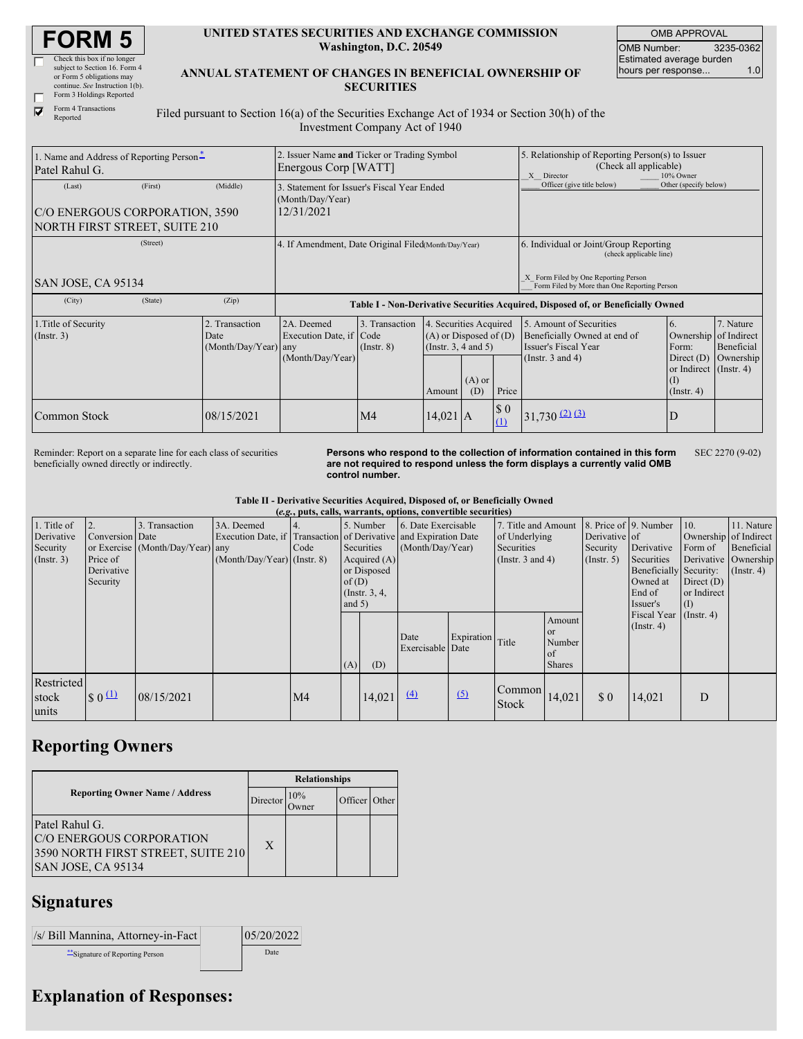# FORM 5

☐ Check this box if no longer subject to Section 16. Form 4 or Form 5 obligations may continue. *See* Instruction 1(b).

☐ Form 3 Holdings Reported

☑ Form 4 Transactions Reported

**UNITED STATES SECURITIES AND EXCHANGE COMMISSION**
**Washington, D.C. 20549**

**ANNUAL STATEMENT OF CHANGES IN BENEFICIAL OWNERSHIP OF SECURITIES**

| OMB APPROVAL | |
|---|---|
| OMB Number: | 3235-0362 |
| Estimated average burden hours per response... | 1.0 |

Filed pursuant to Section 16(a) of the Securities Exchange Act of 1934 or Section 30(h) of the Investment Company Act of 1940

| 1. Name and Address of Reporting Person* | 2. Issuer Name **and** Ticker or Trading Symbol | 5. Relationship of Reporting Person(s) to Issuer (Check all applicable) |
|---|---|---|
| Patel Rahul G. | Energous Corp [WATT] | X Director ___ 10% Owner ___ Officer (give title below) ___ Other (specify below) |
| (Last) (First) (Middle) C/O ENERGOUS CORPORATION, 3590 NORTH FIRST STREET, SUITE 210 | 3. Statement for Issuer's Fiscal Year Ended (Month/Day/Year) 12/31/2021 | |
| (Street) SAN JOSE, CA 95134 | 4. If Amendment, Date Original Filed(Month/Day/Year) | 6. Individual or Joint/Group Reporting (check applicable line) X Form Filed by One Reporting Person ___ Form Filed by More than One Reporting Person |
| (City) (State) (Zip) | | |

**Table I - Non-Derivative Securities Acquired, Disposed of, or Beneficially Owned**

| 1.Title of Security (Instr. 3) | 2. Transaction Date (Month/Day/Year) | 2A. Deemed Execution Date, if any (Month/Day/Year) | 3. Transaction Code (Instr. 8) | 4. Securities Acquired (A) or Disposed of (D) (Instr. 3, 4 and 5) | | | 5. Amount of Securities Beneficially Owned at end of Issuer's Fiscal Year (Instr. 3 and 4) | 6. Ownership Form: Direct (D) or Indirect (I) (Instr. 4) | 7. Nature of Indirect Beneficial Ownership (Instr. 4) |
|---|---|---|---|---|---|---|---|---|---|
| | | | | Amount | (A) or (D) | Price | | | |
| Common Stock | 08/15/2021 | | M4 | 14,021 | A | $ 0 (1) | 31,730 (2) (3) | D | |

Reminder: Report on a separate line for each class of securities beneficially owned directly or indirectly.

**Persons who respond to the collection of information contained in this form are not required to respond unless the form displays a currently valid OMB control number.**

SEC 2270 (9-02)

**Table II - Derivative Securities Acquired, Disposed of, or Beneficially Owned**
***(e.g., puts, calls, warrants, options, convertible securities)***

| 1. Title of Derivative Security (Instr. 3) | 2. Conversion or Exercise Price of Derivative Security | 3. Transaction Date (Month/Day/Year) | 3A. Deemed Execution Date, if any (Month/Day/Year) | 4. Transaction Code (Instr. 8) | 5. Number of Derivative Securities Acquired (A) or Disposed of (D) (Instr. 3, 4, and 5) | | 6. Date Exercisable and Expiration Date (Month/Day/Year) | | 7. Title and Amount of Underlying Securities (Instr. 3 and 4) | | 8. Price of Derivative Security (Instr. 5) | 9. Number of Derivative Securities Beneficially Owned at End of Issuer's Fiscal Year (Instr. 4) | 10. Ownership Form of Derivative Security: Direct (D) or Indirect (I) (Instr. 4) | 11. Nature of Indirect Beneficial Ownership (Instr. 4) |
|---|---|---|---|---|---|---|---|---|---|---|---|---|---|---|
| | | | | | (A) | (D) | Date Exercisable | Expiration Date | Title | Amount or Number of Shares | | | | |
| Restricted stock units | $ 0 (1) | 08/15/2021 | | M4 | | 14,021 | (4) | (5) | Common Stock | 14,021 | $ 0 | 14,021 | D | |

## Reporting Owners

| Reporting Owner Name / Address | Relationships | | | |
|---|---|---|---|---|
| | Director | 10% Owner | Officer | Other |
| Patel Rahul G. C/O ENERGOUS CORPORATION 3590 NORTH FIRST STREET, SUITE 210 SAN JOSE, CA 95134 | X | | | |

## Signatures

| /s/ Bill Mannina, Attorney-in-Fact | | 05/20/2022 |
|---|---|---|
| **Signature of Reporting Person | | Date |

## Explanation of Responses: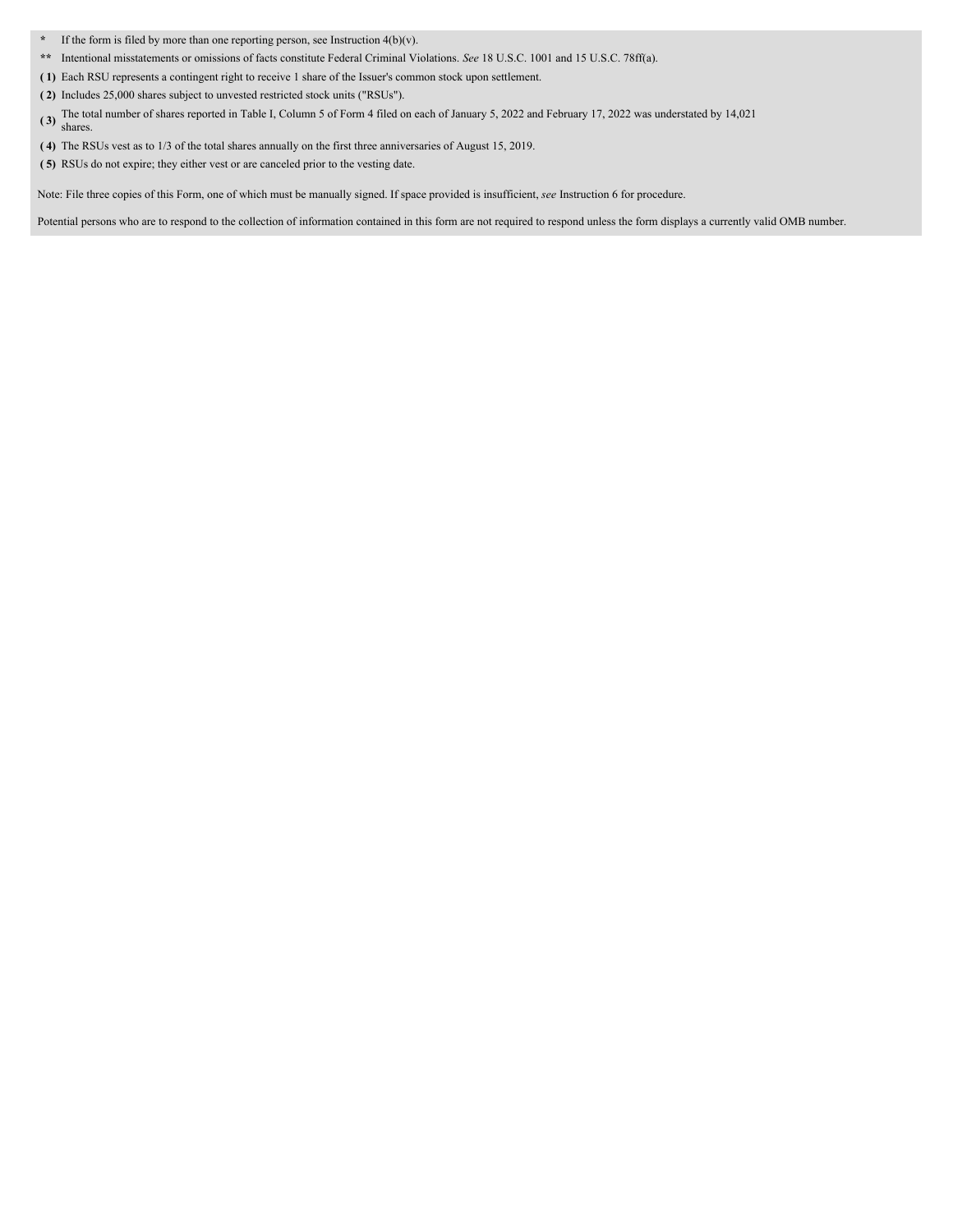- \* If the form is filed by more than one reporting person, see Instruction 4(b)(v).
- \*\* Intentional misstatements or omissions of facts constitute Federal Criminal Violations. *See* 18 U.S.C. 1001 and 15 U.S.C. 78ff(a).
- ( 1) Each RSU represents a contingent right to receive 1 share of the Issuer's common stock upon settlement.
- ( 2) Includes 25,000 shares subject to unvested restricted stock units ("RSUs").
- ( 3) The total number of shares reported in Table I, Column 5 of Form 4 filed on each of January 5, 2022 and February 17, 2022 was understated by 14,021 shares.
- ( 4) The RSUs vest as to 1/3 of the total shares annually on the first three anniversaries of August 15, 2019.
- ( 5) RSUs do not expire; they either vest or are canceled prior to the vesting date.

Note: File three copies of this Form, one of which must be manually signed. If space provided is insufficient, *see* Instruction 6 for procedure.

Potential persons who are to respond to the collection of information contained in this form are not required to respond unless the form displays a currently valid OMB number.